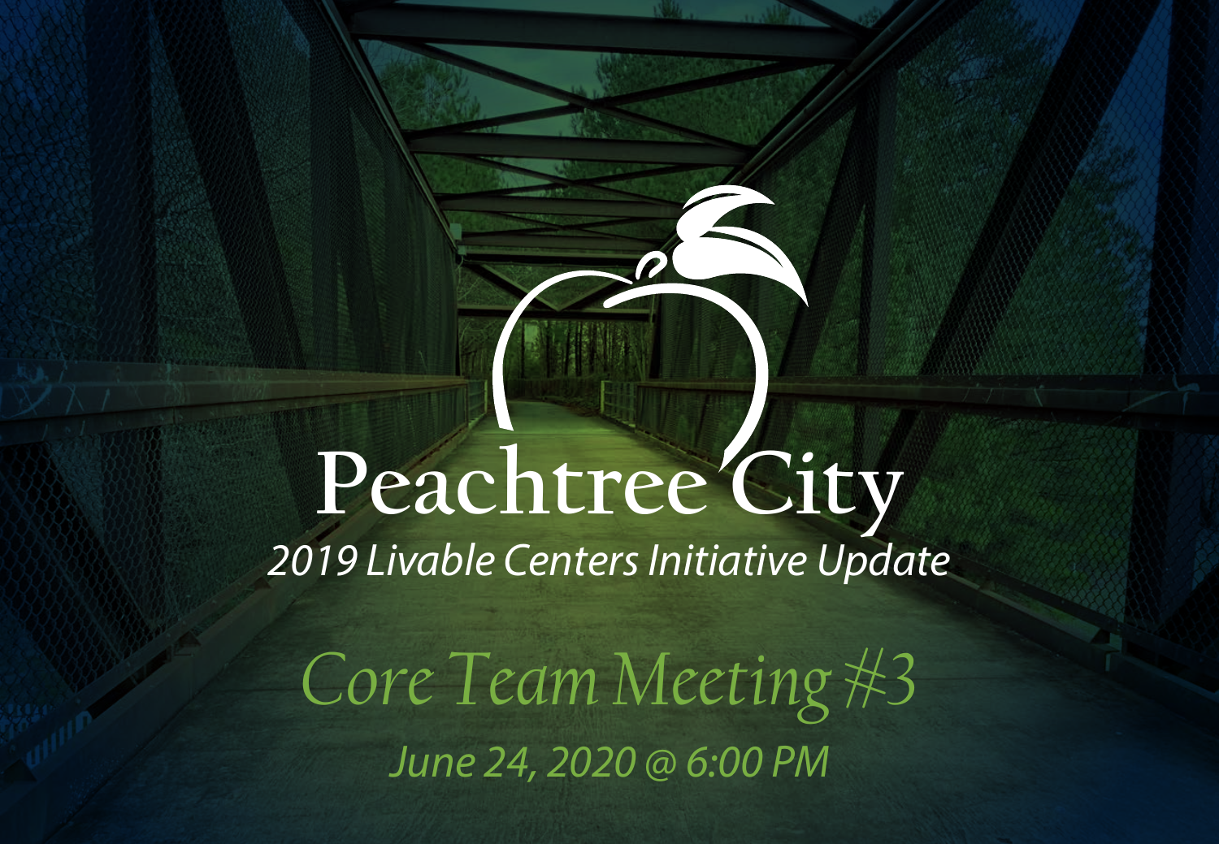# Peachtree City

*2019 Livable Centers Initiative Update*

## *Core Team Meeting #3*

*June 24, 2020 @ 6:00 PM*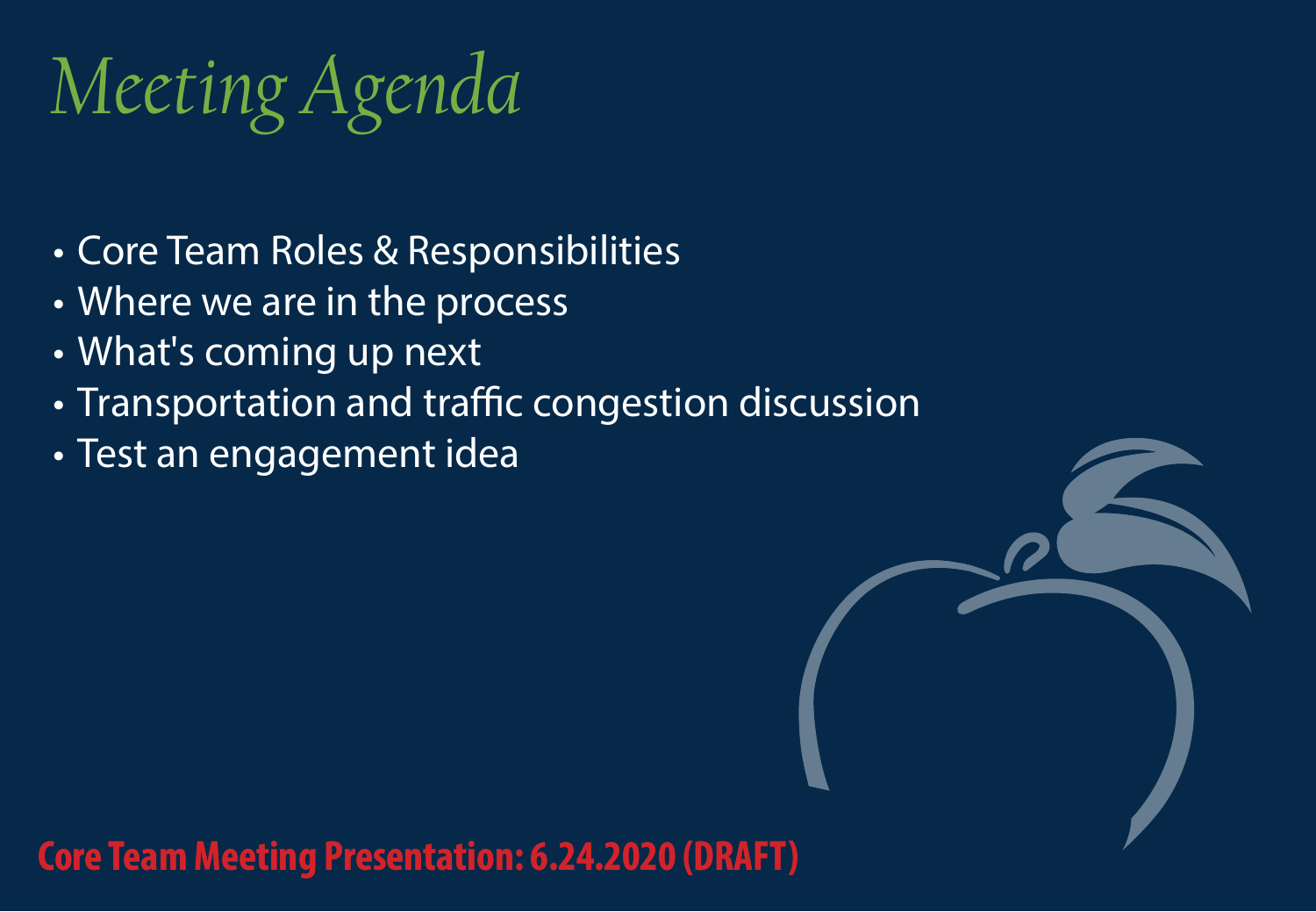# *Meeting Agenda*

- Core Team Roles & Responsibilities
- Where we are in the process
- What's coming up next
- Transportation and traffic congestion discussion
- Test an engagement idea

**Core Team Meeting Presentation: 6.24.2020 (DRAFT)**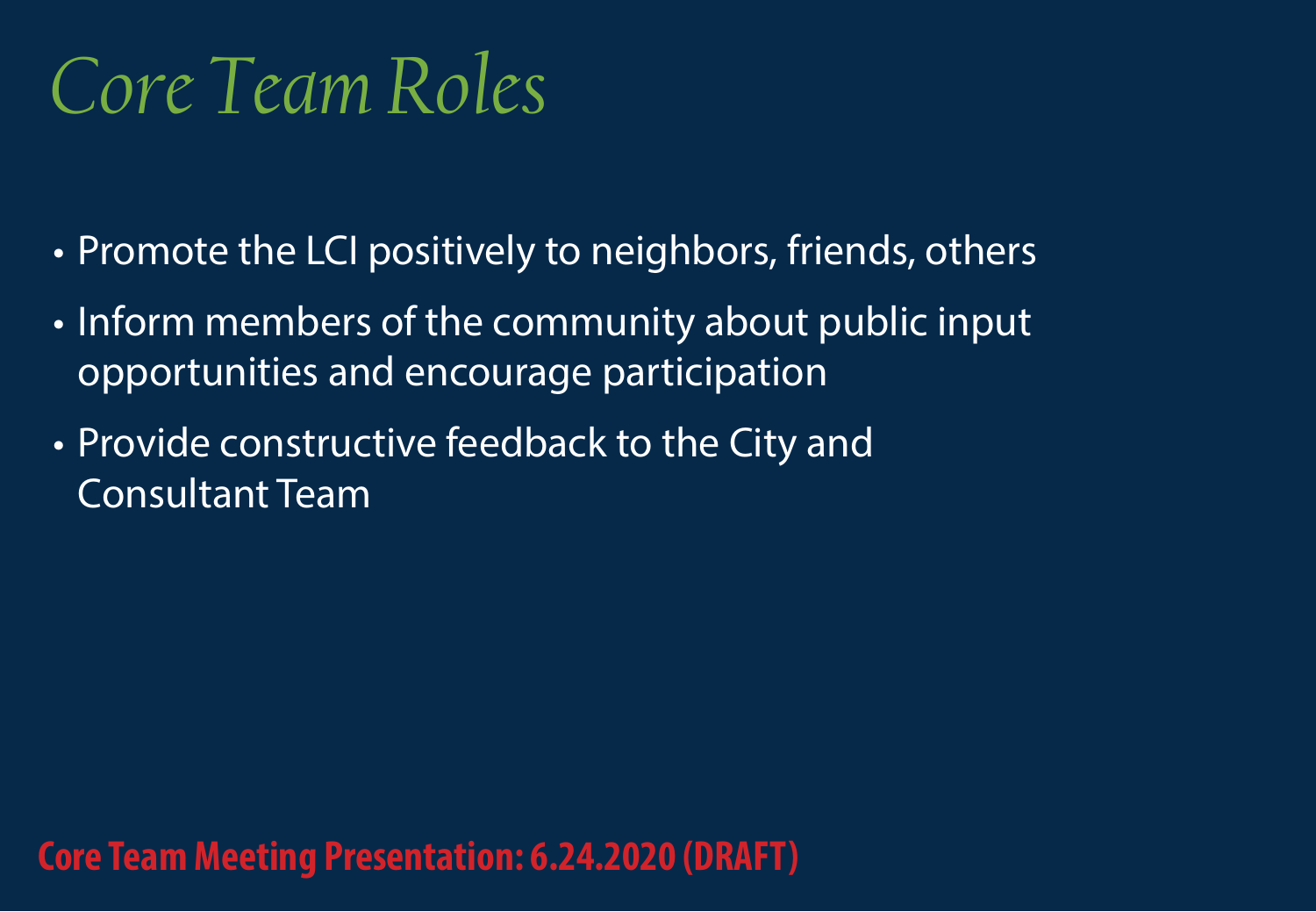# Core Team Roles

- Promote the LCI positively to neighbors, friends, others
- Inform members of the community about public input opportunities and encourage participation
- Provide constructive feedback to the City and Consultant Team

**Core Team Meeting Presentation: 6.24.2020 (DRAFT)**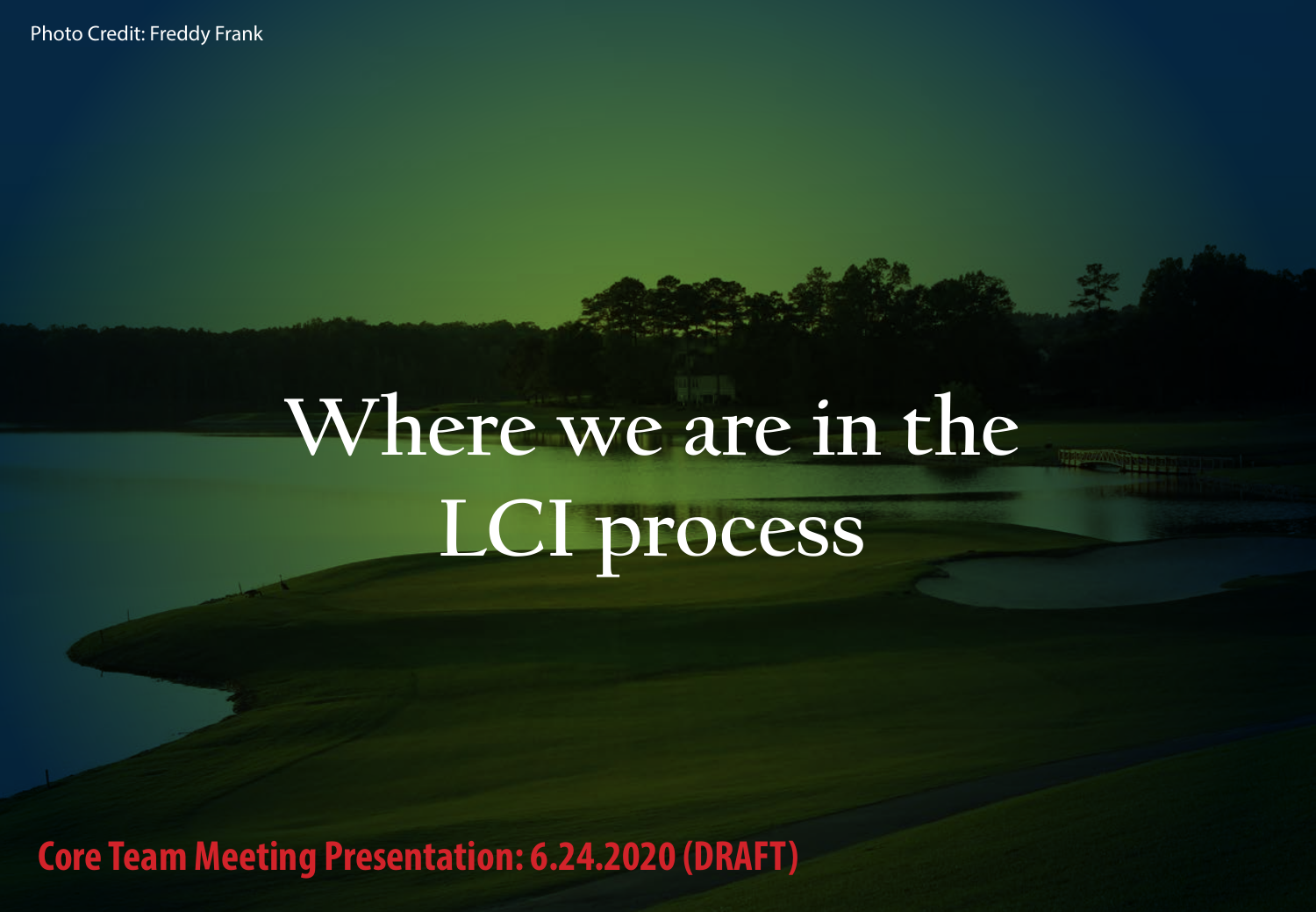Photo Credit: Freddy Frank

# Where we are in the LCI process

**Core Team Meeting Presentation: 6.24.2020 (DRAFT)**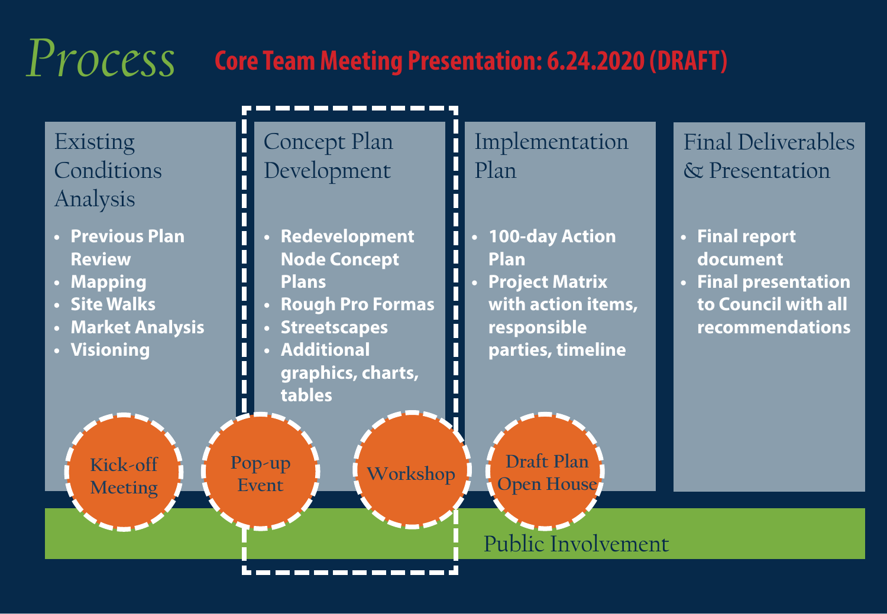# Process

**Core Team Meeting Presentation: 6.24.2020 (DRAFT)**

## Existing Conditions Analysis

- **Previous Plan Review**
- **Mapping**
- **Site Walks**
- **Market Analysis**
- **Visioning**

## Concept Plan Development

- **Redevelopment Node Concept Plans**
- **Rough Pro Formas**
- **Streetscapes**
- **Additional graphics, charts, tables**

## Implementation Plan

- **100-day Action Plan**
- **Project Matrix with action items, responsible parties, timeline**

## Final Deliverables & Presentation

- **Final report document**
- **Final presentation to Council with all recommendations**

Kick-off Meeting

Pop-up Event

Workshop

Draft Plan Open House

Public Involvement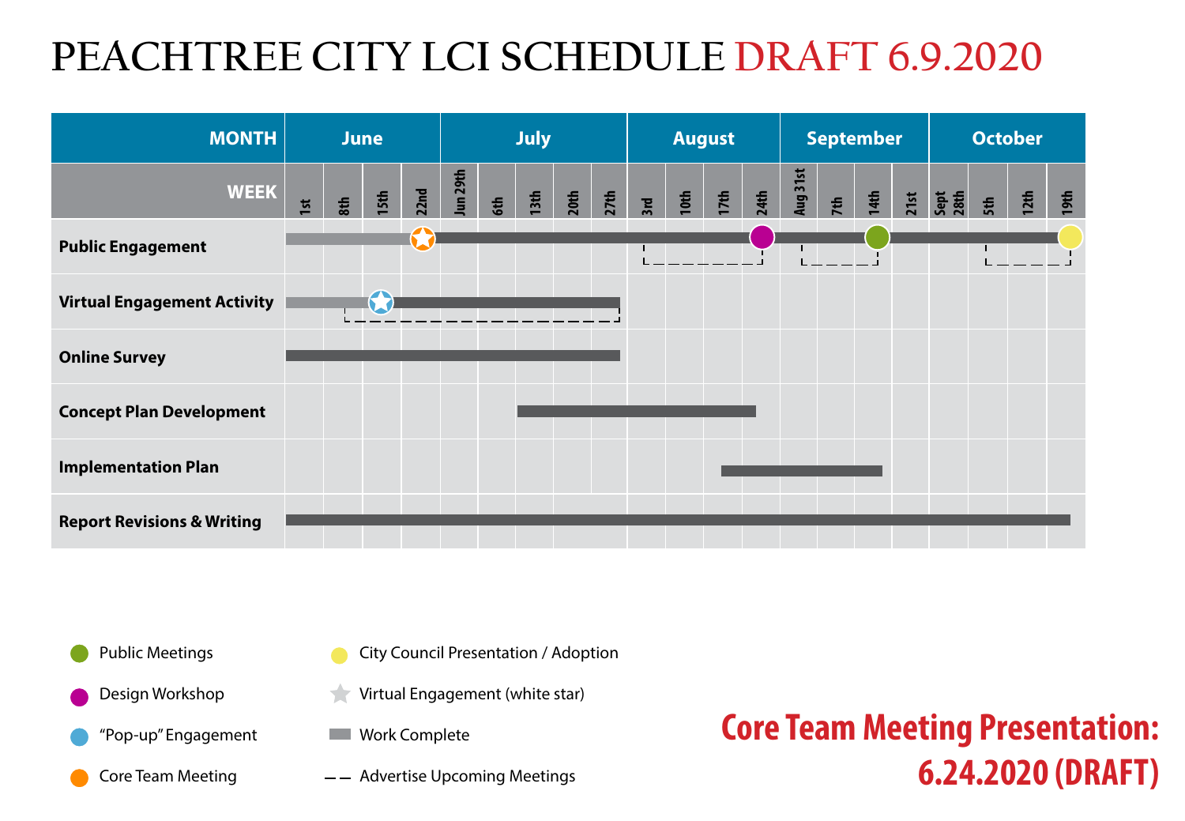# PEACHTREE CITY LCI SCHEDULE DRAFT 6.9.2020

| MONTH | June | | | | July | | | | | August | | | | September | | | | October | | | |
|---|---|---|---|---|---|---|---|---|---|---|---|---|---|---|---|---|---|---|---|---|---|
| **WEEK** | 1st | 8th | 15th | 22nd | Jun 29th | 6th | 13th | 20th | 27th | 3rd | 10th | 17th | 24th | Aug 31st | 7th | 14th | 21st | Sept 28th | 5th | 12th | 19th |
| **Public Engagement** | | | | | | | | | | | | | | | | | | | | | |
| **Virtual Engagement Activity** | | | | | | | | | | | | | | | | | | | | | |
| **Online Survey** | | | | | | | | | | | | | | | | | | | | | |
| **Concept Plan Development** | | | | | | | | | | | | | | | | | | | | | |
| **Implementation Plan** | | | | | | | | | | | | | | | | | | | | | |
| **Report Revisions & Writing** | | | | | | | | | | | | | | | | | | | | | |

- Public Meetings
- Design Workshop
- "Pop-up" Engagement
- Core Team Meeting
- City Council Presentation / Adoption
- Virtual Engagement (white star)
- Work Complete
- Advertise Upcoming Meetings

**Core Team Meeting Presentation: 6.24.2020 (DRAFT)**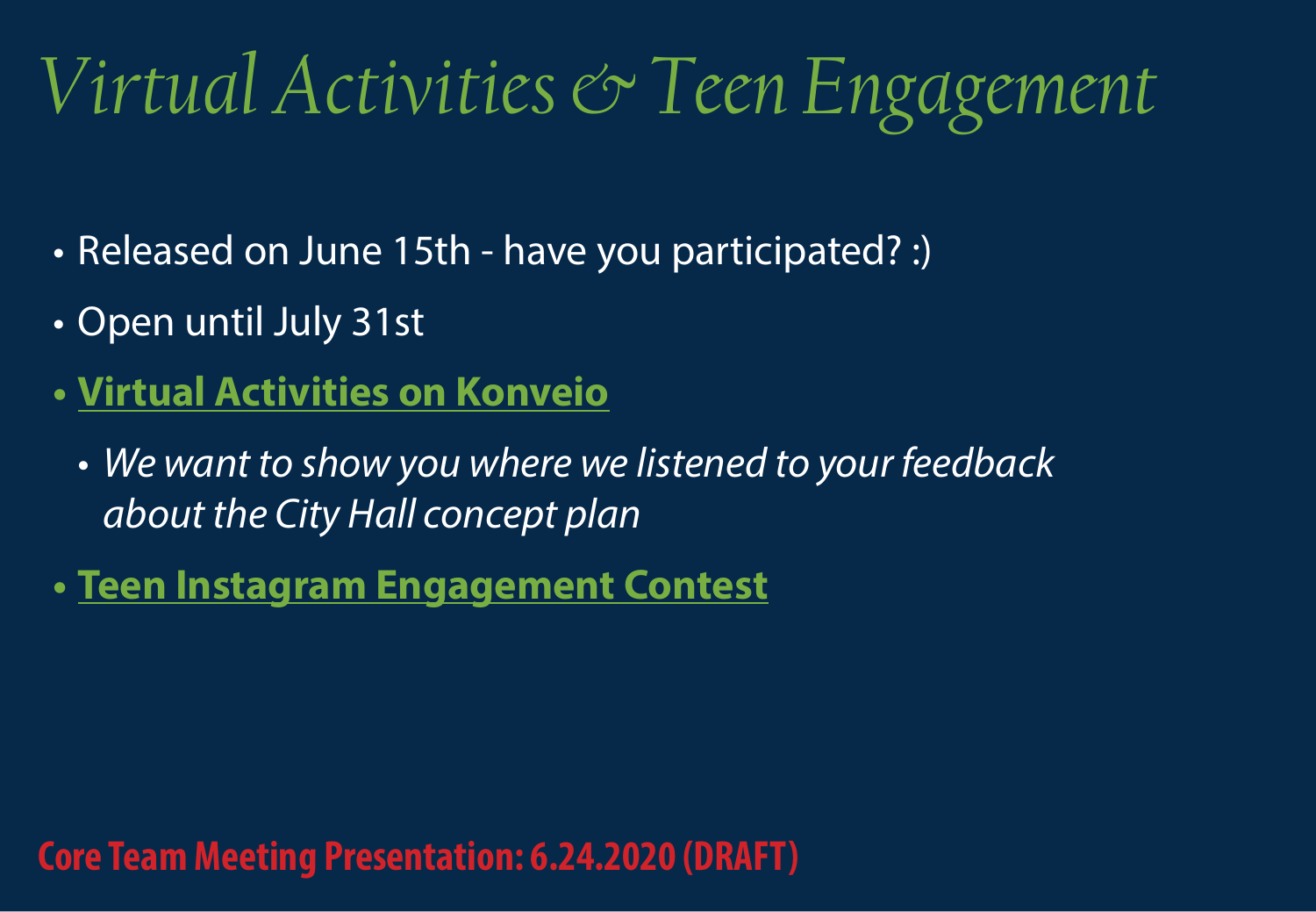# *Virtual Activities & Teen Engagement*

- Released on June 15th - have you participated? :)
- Open until July 31st
- **Virtual Activities on Konveio**
  - *We want to show you where we listened to your feedback about the City Hall concept plan*
- **Teen Instagram Engagement Contest**

**Core Team Meeting Presentation: 6.24.2020 (DRAFT)**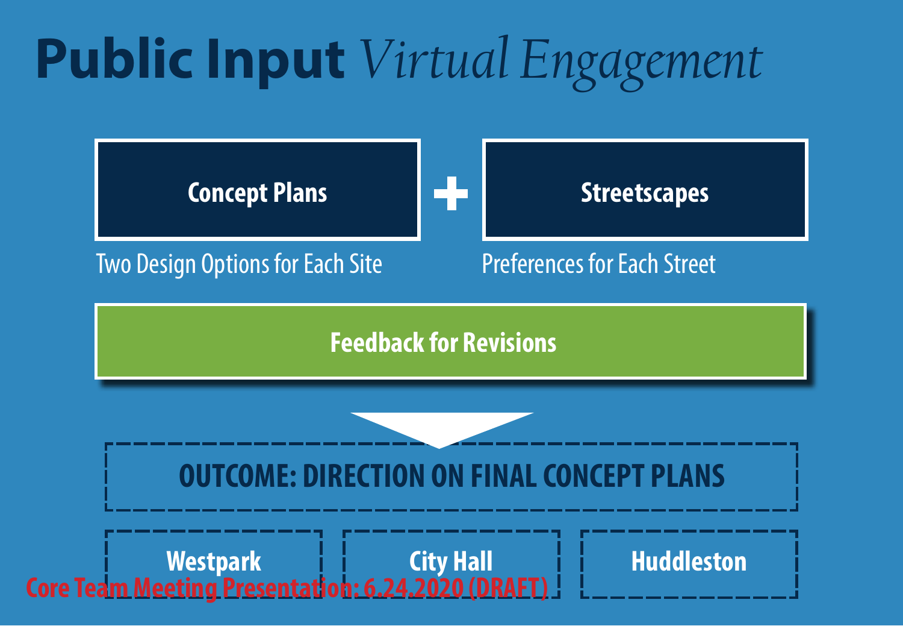# **Public Input** *Virtual Engagement*

**Concept Plans** + **Streetscapes**

Two Design Options for Each Site

Preferences for Each Street

**Feedback for Revisions**

**OUTCOME: DIRECTION ON FINAL CONCEPT PLANS**

**Westpark** | **City Hall** | **Huddleston**

Core Team Meeting Presentation: 6.24.2020 (DRAFT)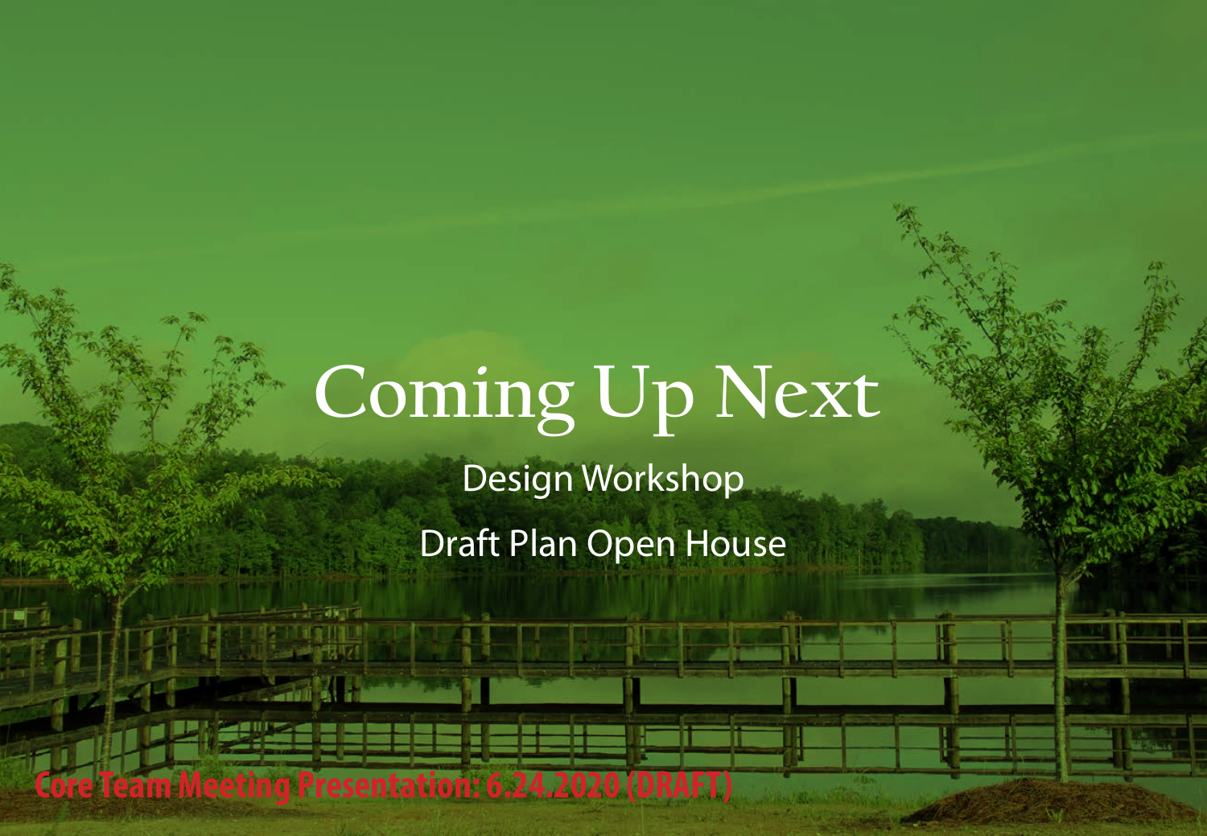# Coming Up Next

Design Workshop

Draft Plan Open House

**Core Team Meeting Presentation: 6.24.2020 (DRAFT)**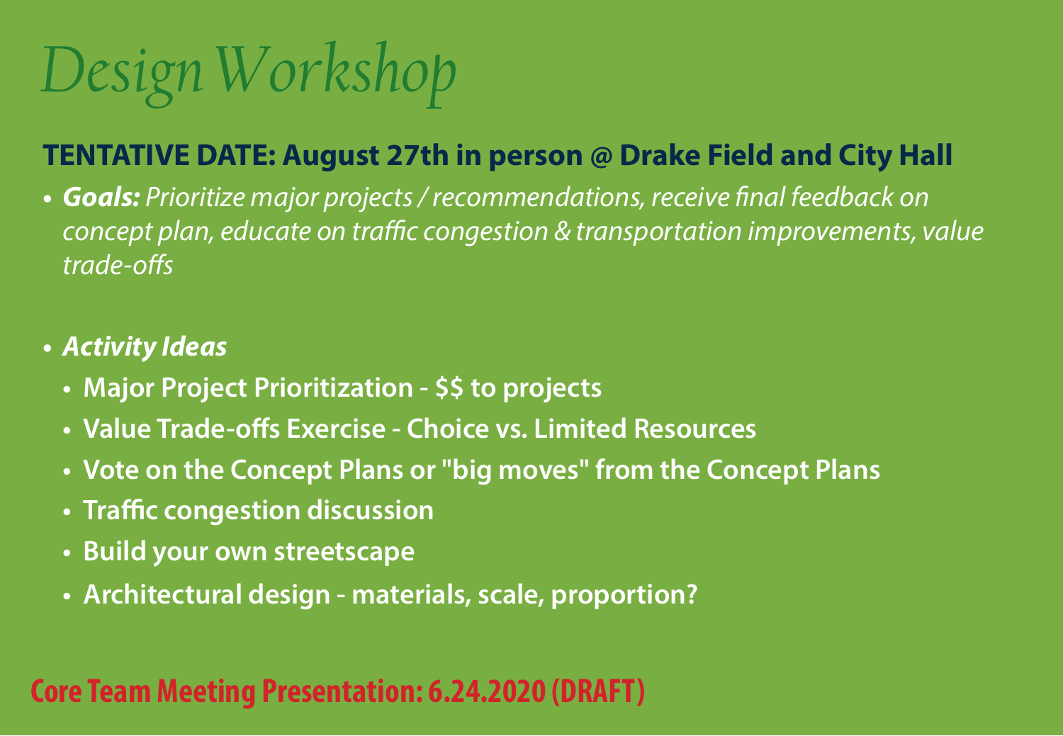# *Design Workshop*

## TENTATIVE DATE: August 27th in person @ Drake Field and City Hall

- ***Goals:*** *Prioritize major projects / recommendations, receive final feedback on concept plan, educate on traffic congestion & transportation improvements, value trade-offs*

- ***Activity Ideas***
  - **Major Project Prioritization - $$ to projects**
  - **Value Trade-offs Exercise - Choice vs. Limited Resources**
  - **Vote on the Concept Plans or "big moves" from the Concept Plans**
  - **Traffic congestion discussion**
  - **Build your own streetscape**
  - **Architectural design - materials, scale, proportion?**

**Core Team Meeting Presentation: 6.24.2020 (DRAFT)**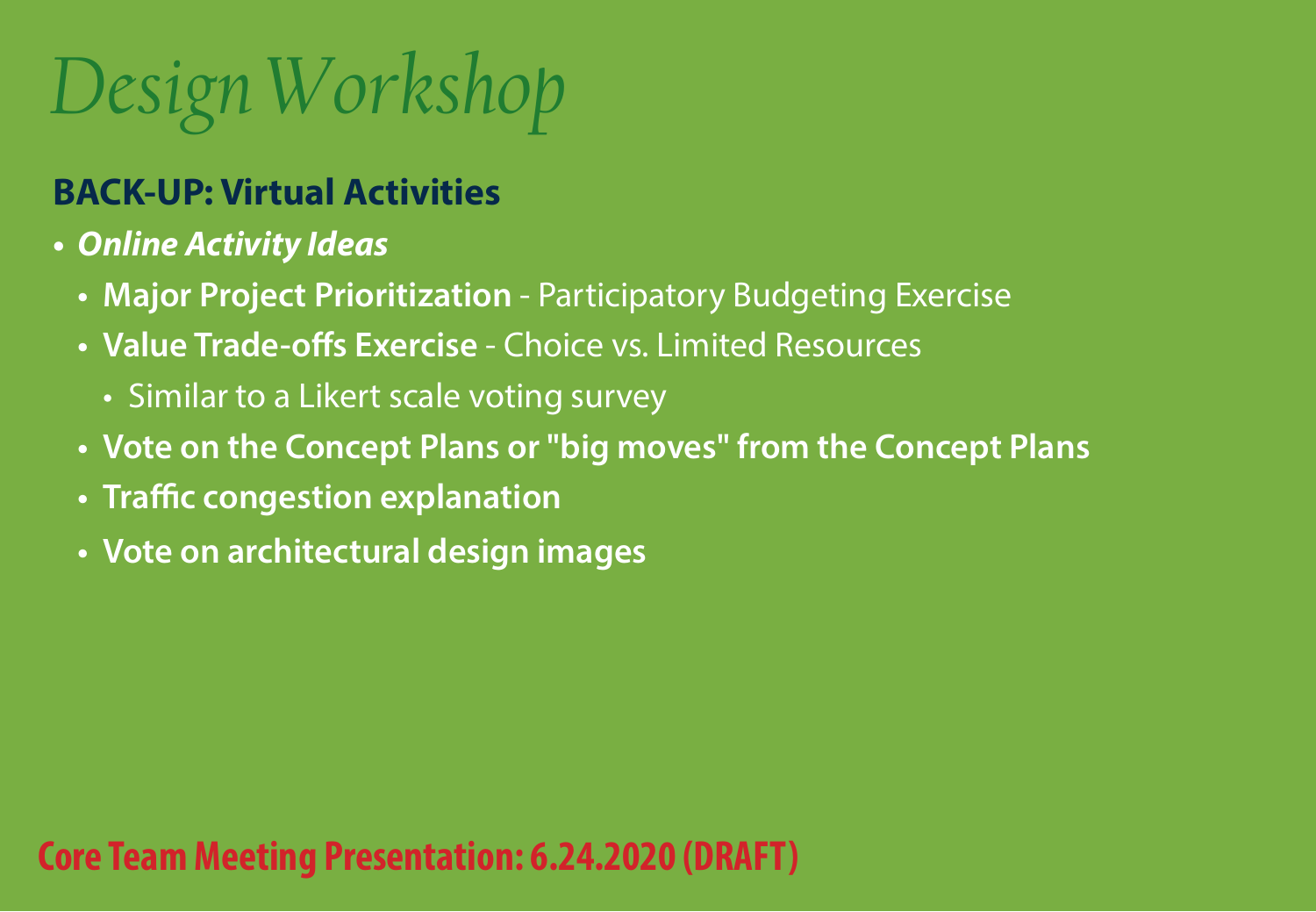# *Design Workshop*

## BACK-UP: Virtual Activities

- ***Online Activity Ideas***
  - **Major Project Prioritization** - Participatory Budgeting Exercise
  - **Value Trade-offs Exercise** - Choice vs. Limited Resources
    - Similar to a Likert scale voting survey
  - **Vote on the Concept Plans or "big moves" from the Concept Plans**
  - **Traffic congestion explanation**
  - **Vote on architectural design images**

**Core Team Meeting Presentation: 6.24.2020 (DRAFT)**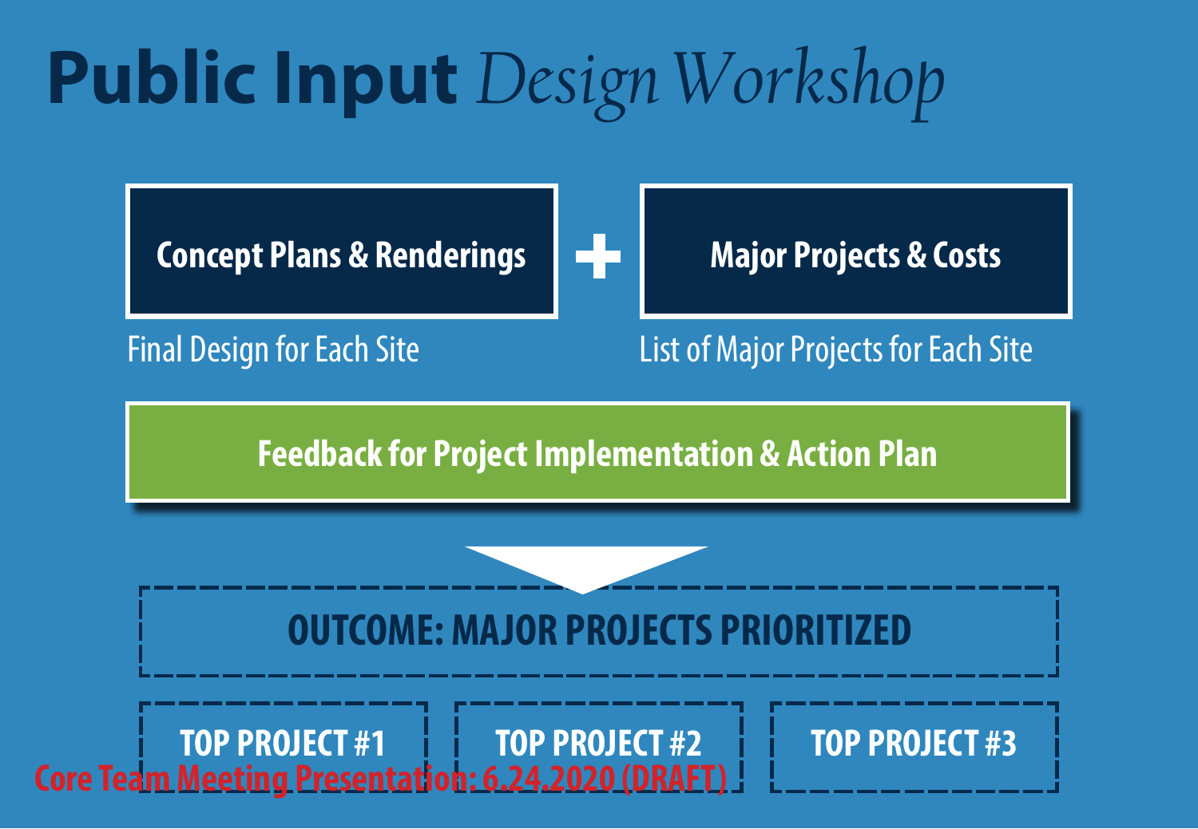# **Public Input** *Design Workshop*

**Concept Plans & Renderings**

Final Design for Each Site

\+

**Major Projects & Costs**

List of Major Projects for Each Site

**Feedback for Project Implementation & Action Plan**

**OUTCOME: MAJOR PROJECTS PRIORITIZED**

**TOP PROJECT #1** | **TOP PROJECT #2** | **TOP PROJECT #3**

Core Team Meeting Presentation: 6.24.2020 (DRAFT)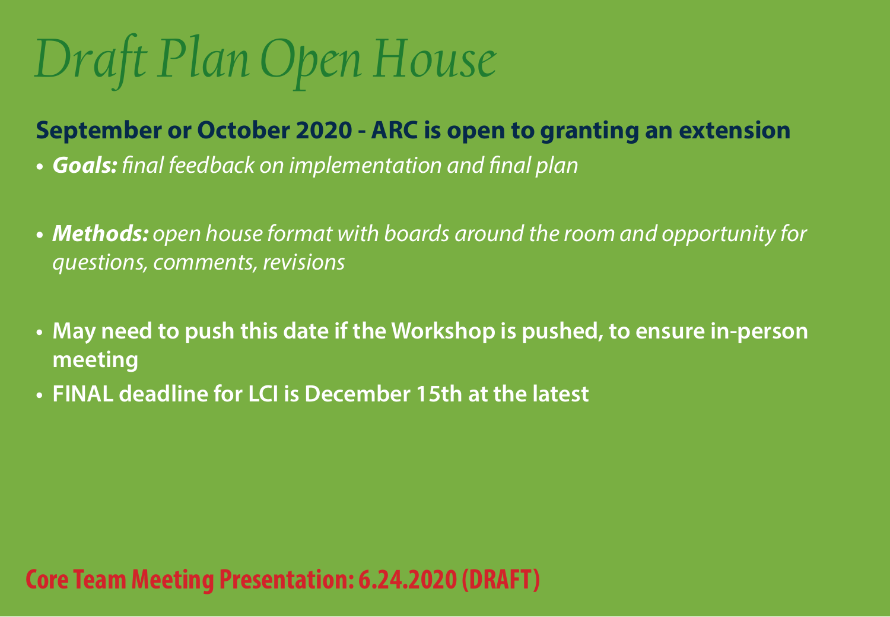# *Draft Plan Open House*

**September or October 2020 - ARC is open to granting an extension**

- ***Goals:*** *final feedback on implementation and final plan*

- ***Methods:*** *open house format with boards around the room and opportunity for questions, comments, revisions*

- **May need to push this date if the Workshop is pushed, to ensure in-person meeting**
- **FINAL deadline for LCI is December 15th at the latest**

**Core Team Meeting Presentation: 6.24.2020 (DRAFT)**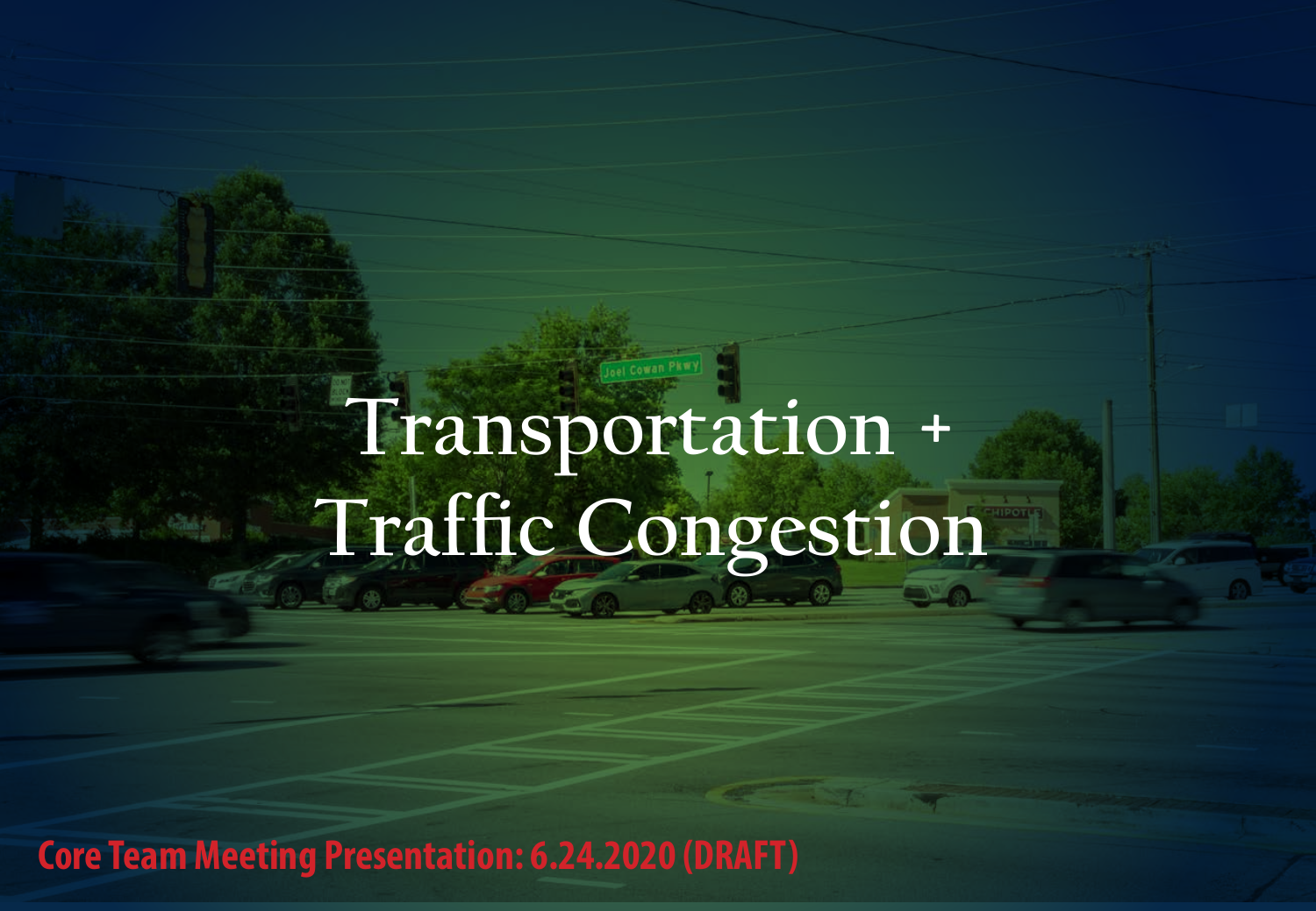# Transportation + Traffic Congestion

**Core Team Meeting Presentation: 6.24.2020 (DRAFT)**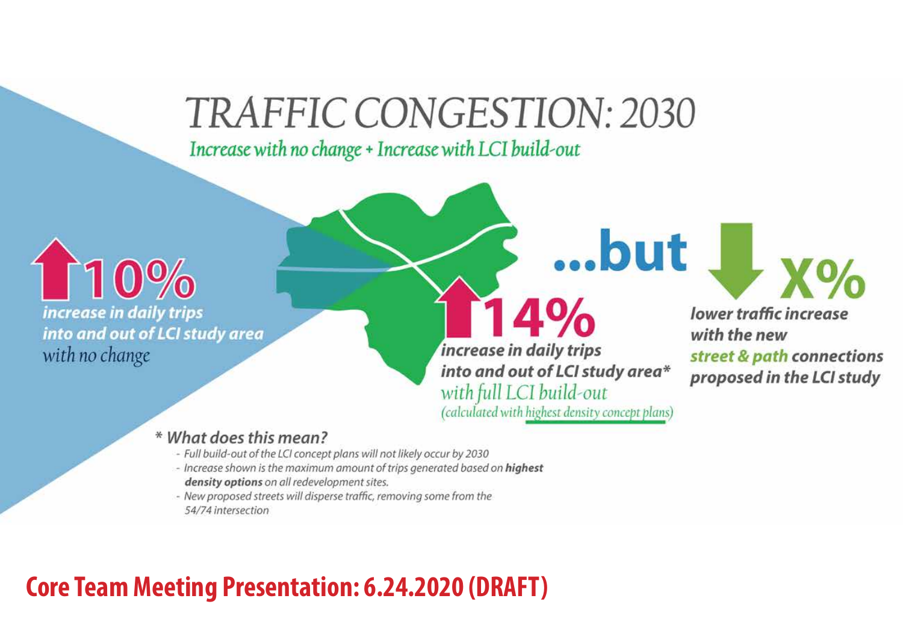# TRAFFIC CONGESTION: 2030

*Increase with no change + Increase with LCI build-out*

**↑ 10%**
***increase in daily trips into and out of LCI study area***
*with no change*

**↑ 14%**
***increase in daily trips into and out of LCI study area****
*with full LCI build-out*
*(calculated with highest density concept plans)*

**...but**

**↓ X%**
***lower traffic increase with the new street & path connections proposed in the LCI study***

*** *What does this mean?***

- *Full build-out of the LCI concept plans will not likely occur by 2030*
- *Increase shown is the maximum amount of trips generated based on **highest density options** on all redevelopment sites.*
- *New proposed streets will disperse traffic, removing some from the 54/74 intersection*

**Core Team Meeting Presentation: 6.24.2020 (DRAFT)**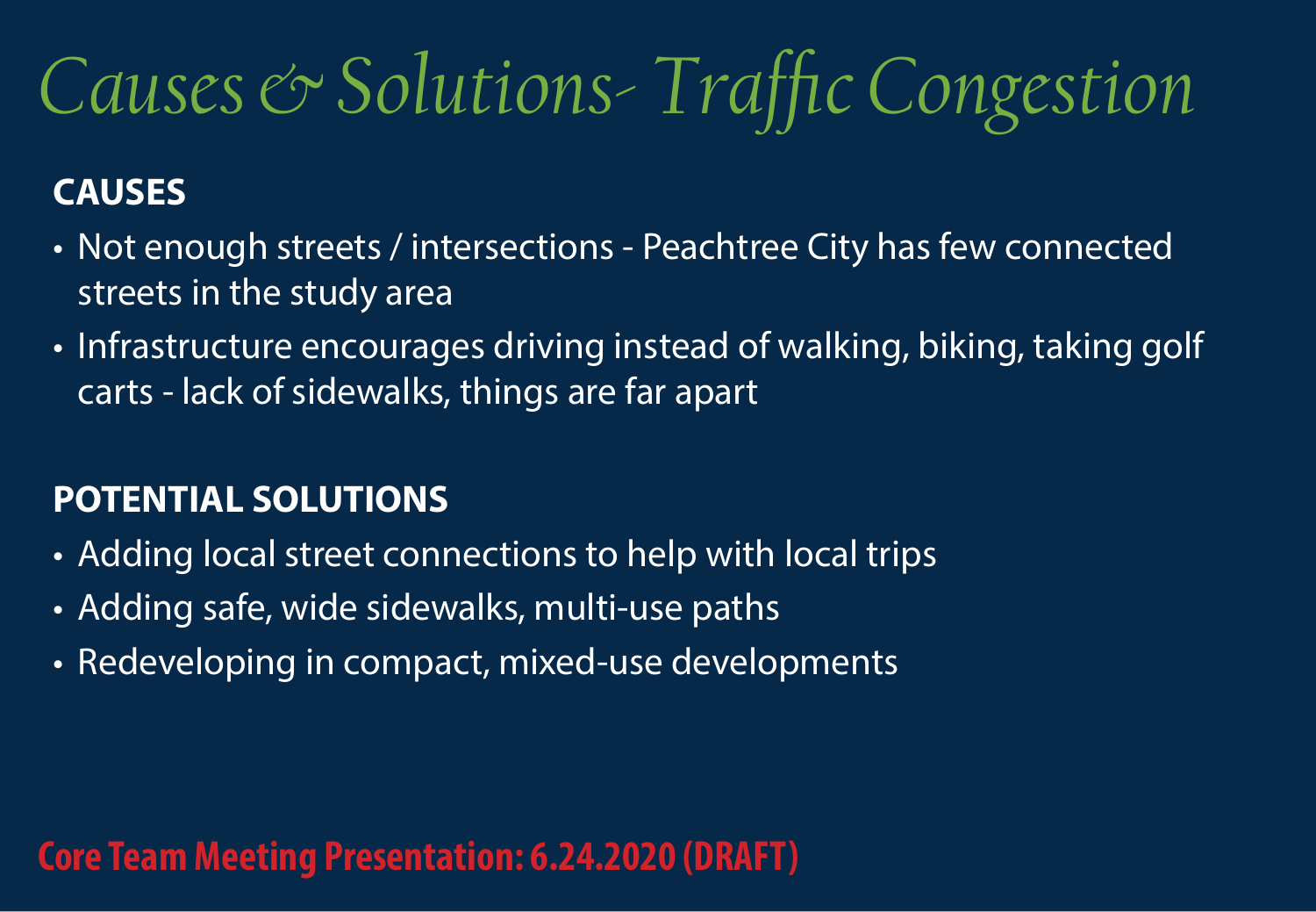# Causes & Solutions- Traffic Congestion

**CAUSES**

- Not enough streets / intersections - Peachtree City has few connected streets in the study area
- Infrastructure encourages driving instead of walking, biking, taking golf carts - lack of sidewalks, things are far apart

**POTENTIAL SOLUTIONS**

- Adding local street connections to help with local trips
- Adding safe, wide sidewalks, multi-use paths
- Redeveloping in compact, mixed-use developments

**Core Team Meeting Presentation: 6.24.2020 (DRAFT)**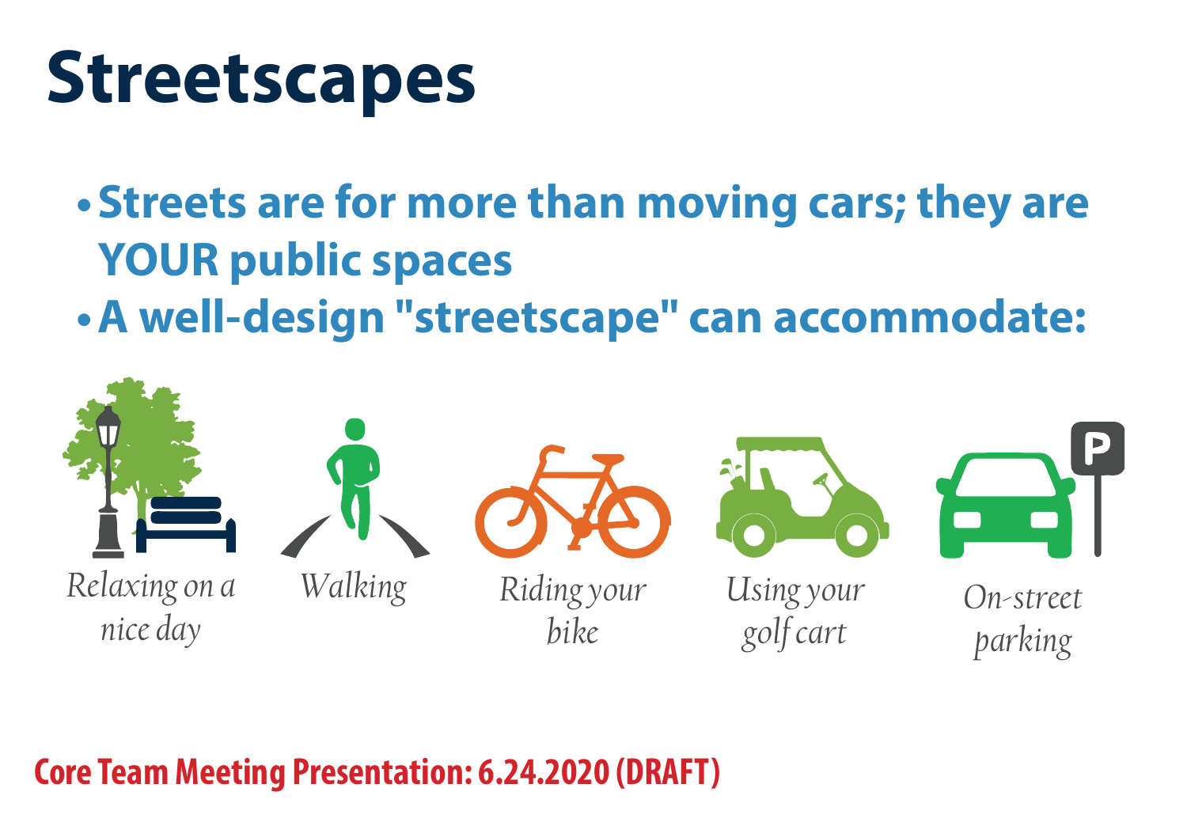# Streetscapes

- **Streets are for more than moving cars; they are YOUR public spaces**
- **A well-design "streetscape" can accommodate:**

*Relaxing on a nice day*

*Walking*

*Riding your bike*

*Using your golf cart*

*On-street parking*

**Core Team Meeting Presentation: 6.24.2020 (DRAFT)**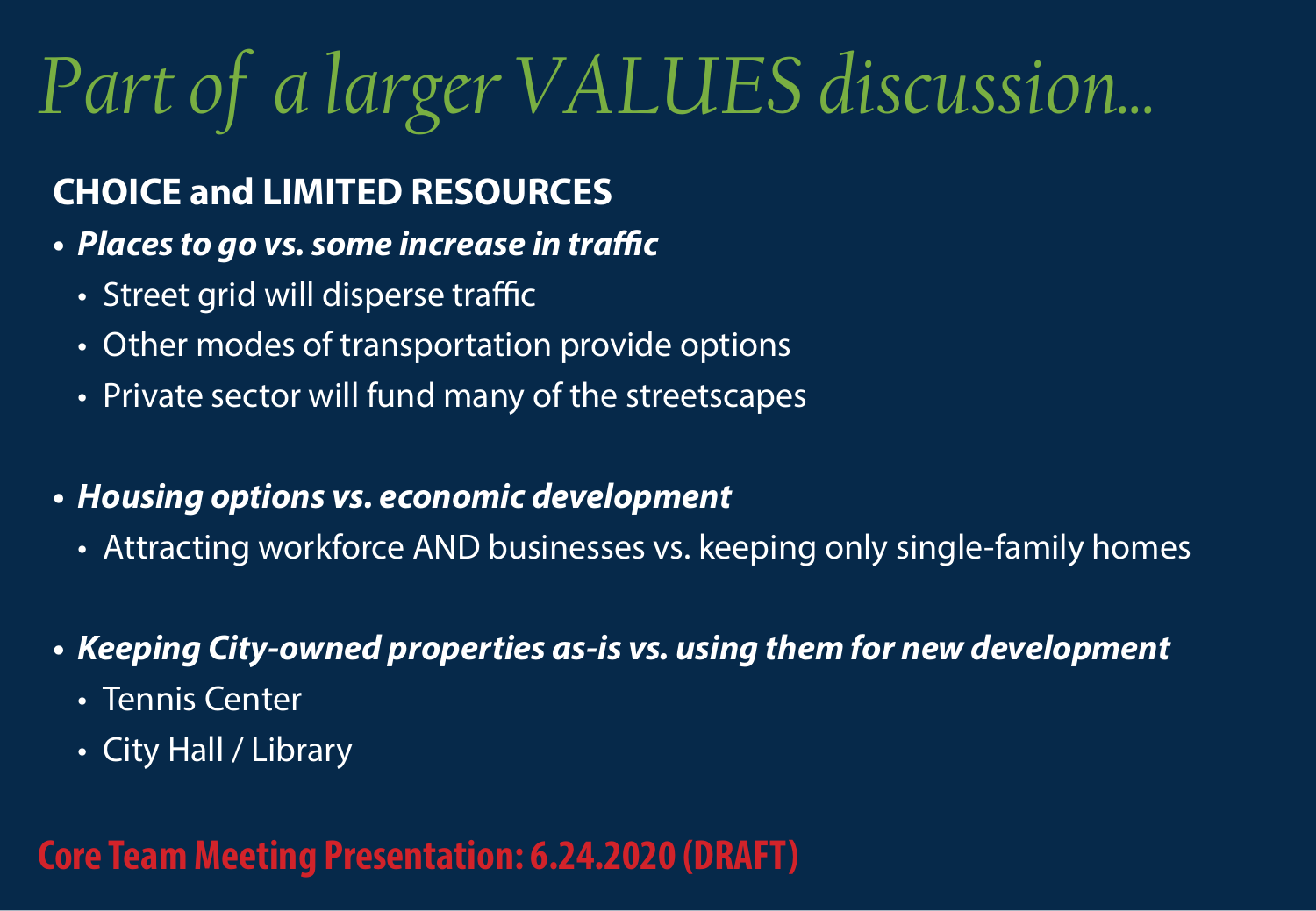# *Part of a larger VALUES discussion...*

**CHOICE and LIMITED RESOURCES**

- ***Places to go vs. some increase in traffic***
  - Street grid will disperse traffic
  - Other modes of transportation provide options
  - Private sector will fund many of the streetscapes
- ***Housing options vs. economic development***
  - Attracting workforce AND businesses vs. keeping only single-family homes
- ***Keeping City-owned properties as-is vs. using them for new development***
  - Tennis Center
  - City Hall / Library

**Core Team Meeting Presentation: 6.24.2020 (DRAFT)**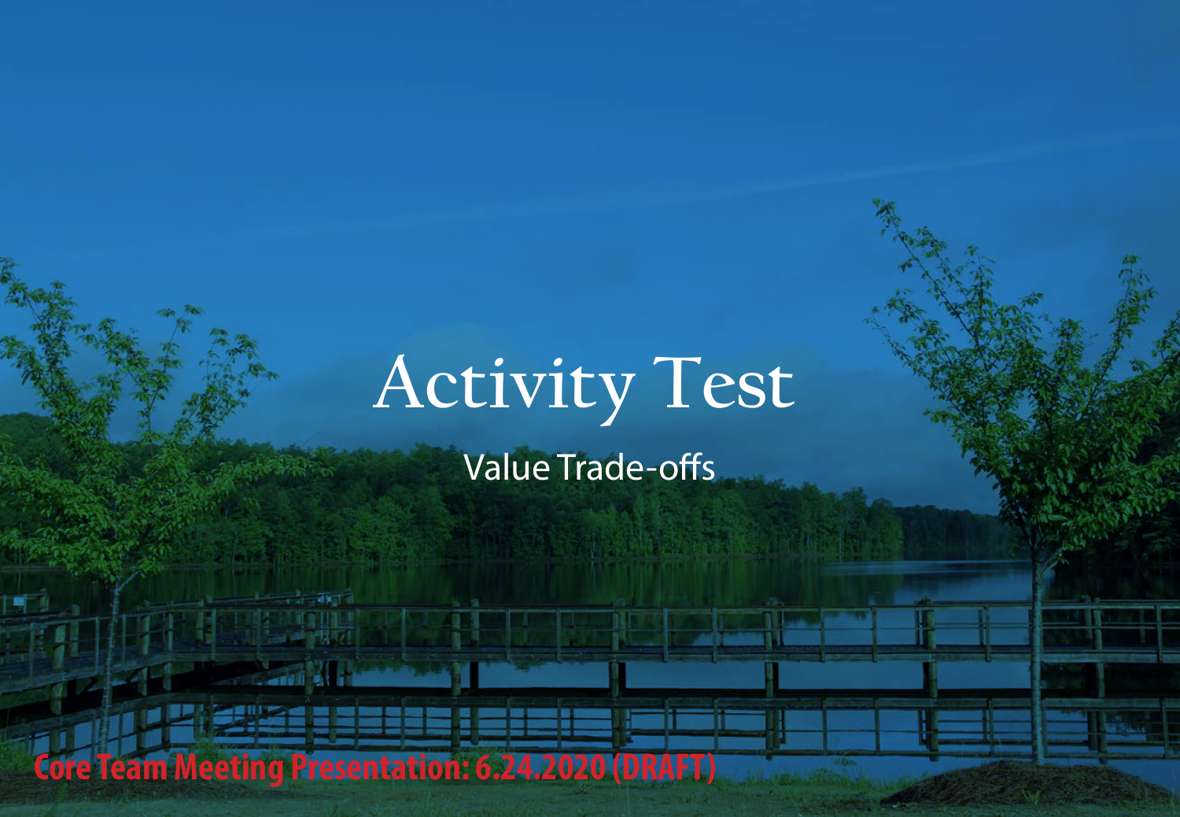# Activity Test

Value Trade-offs

**Core Team Meeting Presentation: 6.24.2020 (DRAFT)**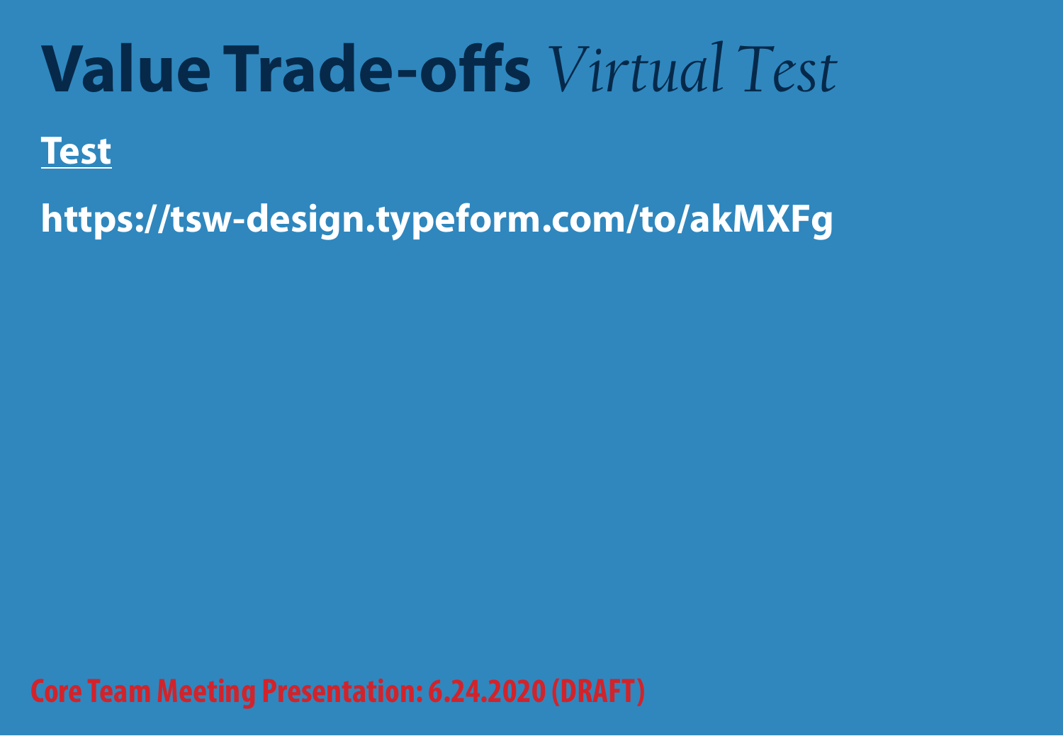# **Value Trade-offs** *Virtual Test*

**Test**

**https://tsw-design.typeform.com/to/akMXFg**

Core Team Meeting Presentation: 6.24.2020 (DRAFT)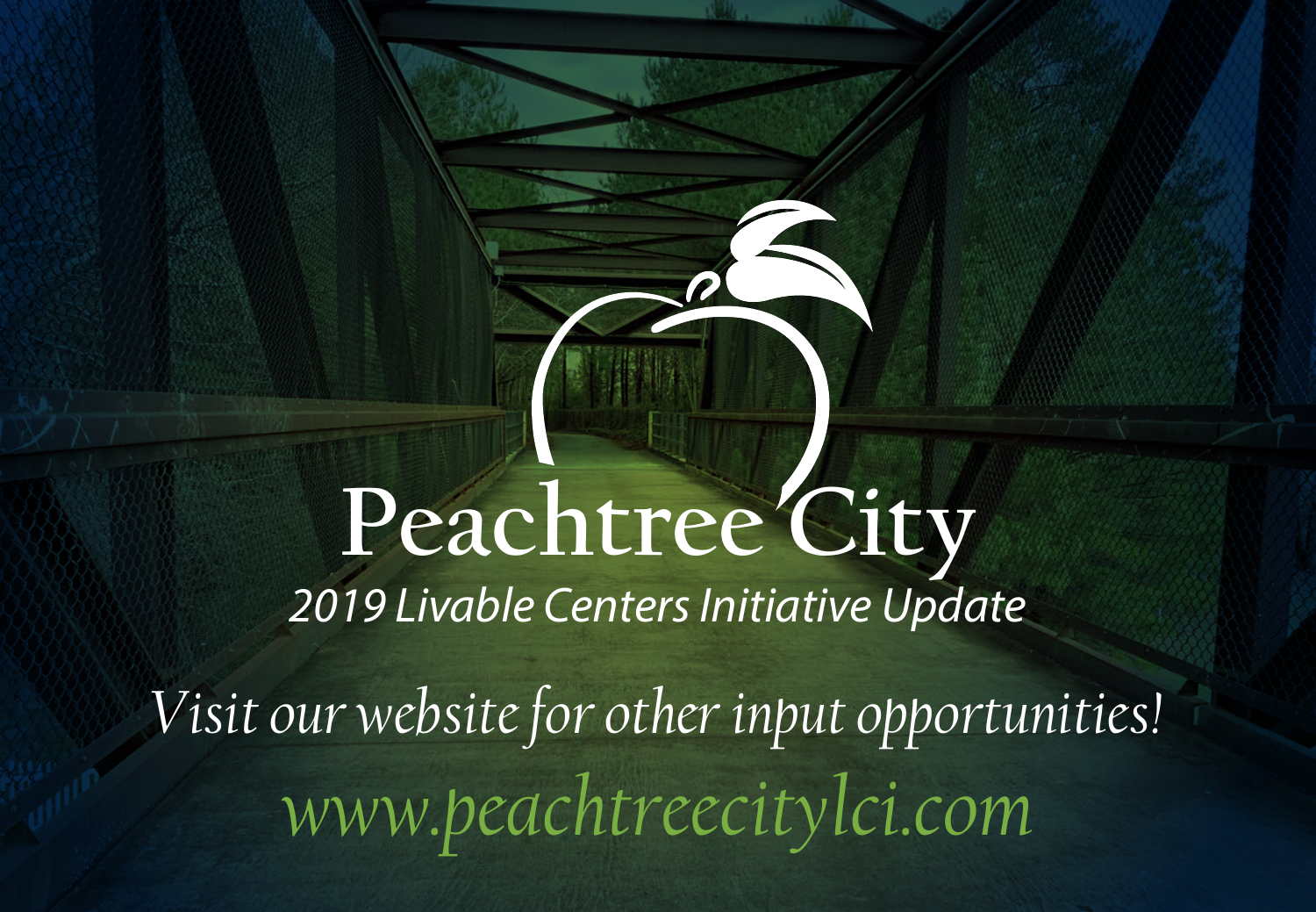# Peachtree City

*2019 Livable Centers Initiative Update*

*Visit our website for other input opportunities!*

*www.peachtreecitylci.com*